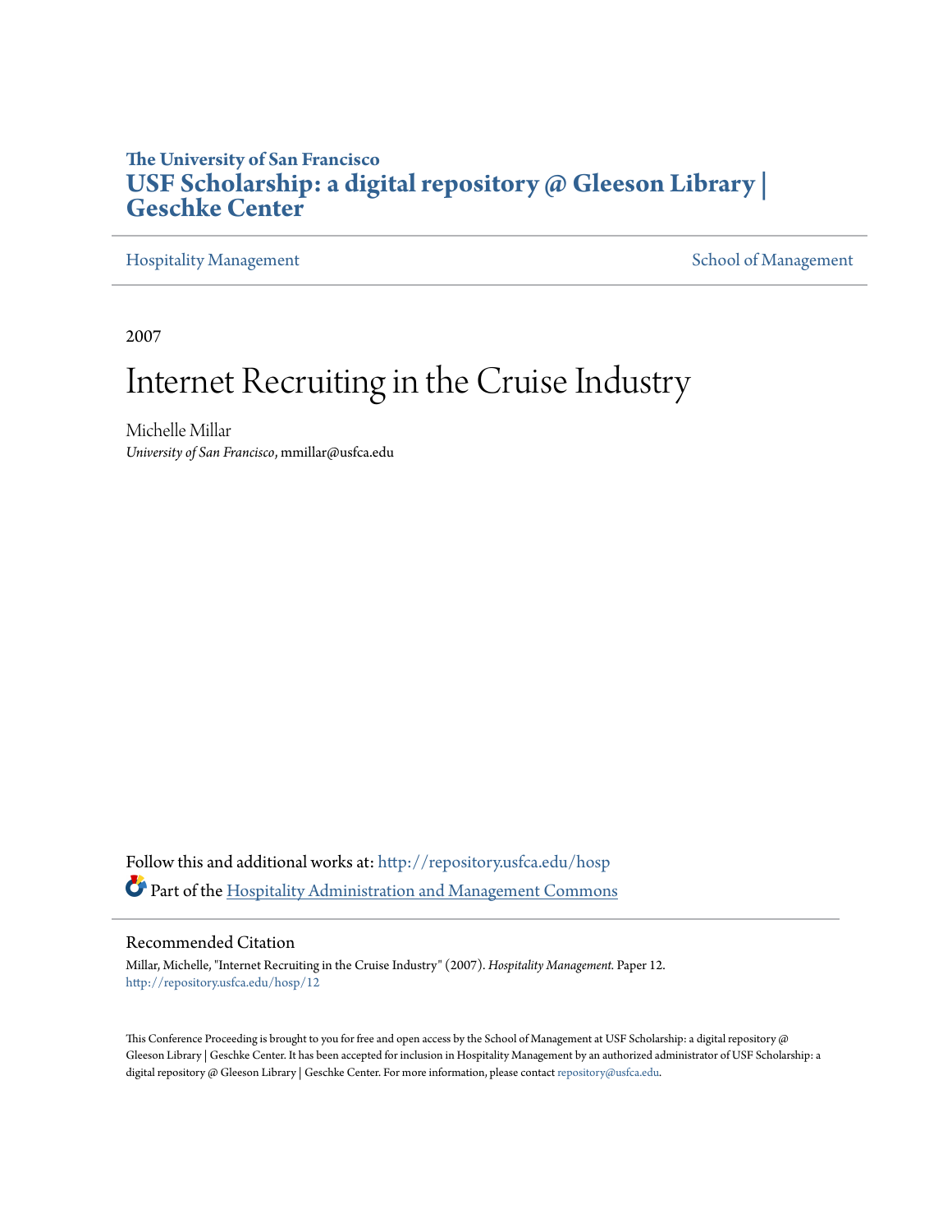**The University of San Francisco**
**USF Scholarship: a digital repository @ Gleeson Library | Geschke Center**

Hospitality Management | School of Management

2007

# Internet Recruiting in the Cruise Industry

Michelle Millar
*University of San Francisco*, mmillar@usfca.edu

Follow this and additional works at: http://repository.usfca.edu/hosp
Part of the Hospitality Administration and Management Commons

## Recommended Citation

Millar, Michelle, "Internet Recruiting in the Cruise Industry" (2007). *Hospitality Management.* Paper 12.
http://repository.usfca.edu/hosp/12

This Conference Proceeding is brought to you for free and open access by the School of Management at USF Scholarship: a digital repository @ Gleeson Library | Geschke Center. It has been accepted for inclusion in Hospitality Management by an authorized administrator of USF Scholarship: a digital repository @ Gleeson Library | Geschke Center. For more information, please contact repository@usfca.edu.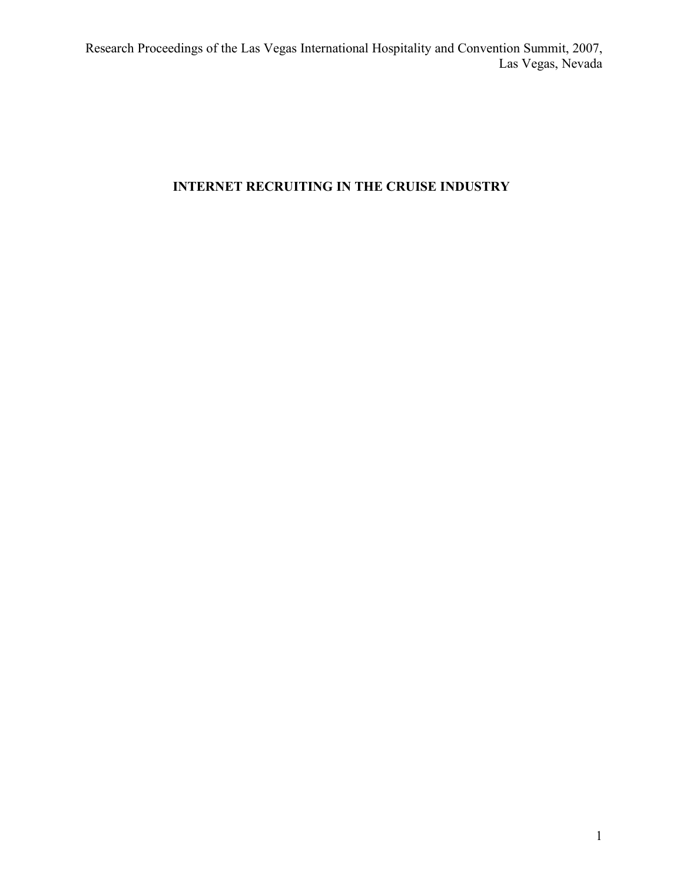# INTERNET RECRUITING IN THE CRUISE INDUSTRY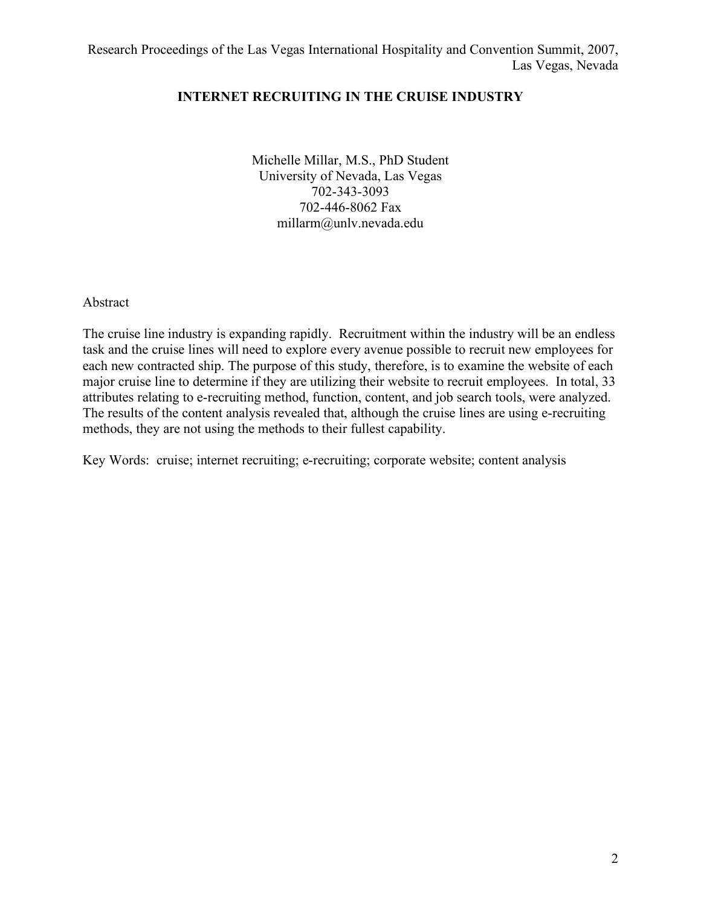# INTERNET RECRUITING IN THE CRUISE INDUSTRY

Michelle Millar, M.S., PhD Student
University of Nevada, Las Vegas
702-343-3093
702-446-8062 Fax
millarm@unlv.nevada.edu

Abstract

The cruise line industry is expanding rapidly. Recruitment within the industry will be an endless task and the cruise lines will need to explore every avenue possible to recruit new employees for each new contracted ship. The purpose of this study, therefore, is to examine the website of each major cruise line to determine if they are utilizing their website to recruit employees. In total, 33 attributes relating to e-recruiting method, function, content, and job search tools, were analyzed. The results of the content analysis revealed that, although the cruise lines are using e-recruiting methods, they are not using the methods to their fullest capability.

Key Words: cruise; internet recruiting; e-recruiting; corporate website; content analysis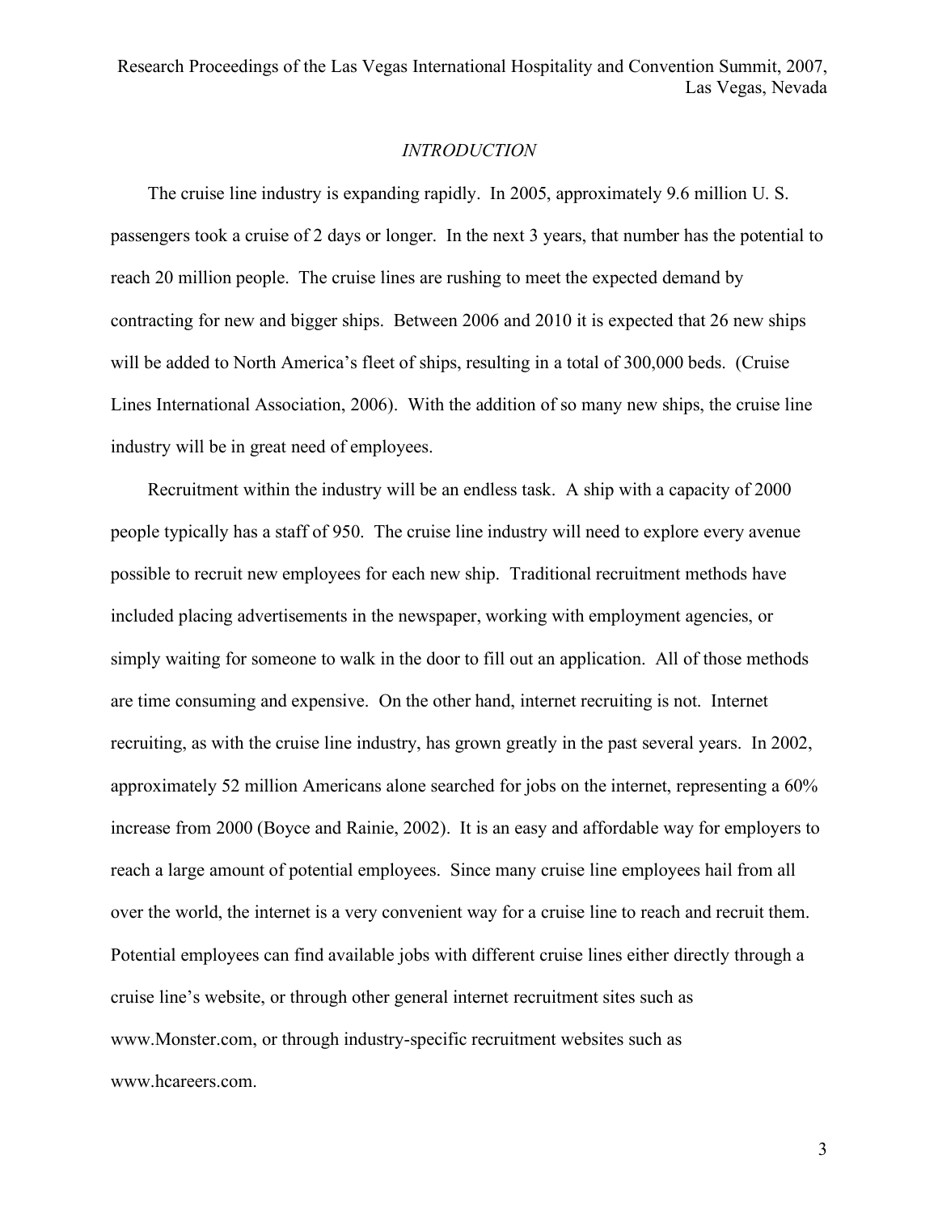## *INTRODUCTION*

The cruise line industry is expanding rapidly. In 2005, approximately 9.6 million U. S. passengers took a cruise of 2 days or longer. In the next 3 years, that number has the potential to reach 20 million people. The cruise lines are rushing to meet the expected demand by contracting for new and bigger ships. Between 2006 and 2010 it is expected that 26 new ships will be added to North America's fleet of ships, resulting in a total of 300,000 beds. (Cruise Lines International Association, 2006). With the addition of so many new ships, the cruise line industry will be in great need of employees.

Recruitment within the industry will be an endless task. A ship with a capacity of 2000 people typically has a staff of 950. The cruise line industry will need to explore every avenue possible to recruit new employees for each new ship. Traditional recruitment methods have included placing advertisements in the newspaper, working with employment agencies, or simply waiting for someone to walk in the door to fill out an application. All of those methods are time consuming and expensive. On the other hand, internet recruiting is not. Internet recruiting, as with the cruise line industry, has grown greatly in the past several years. In 2002, approximately 52 million Americans alone searched for jobs on the internet, representing a 60% increase from 2000 (Boyce and Rainie, 2002). It is an easy and affordable way for employers to reach a large amount of potential employees. Since many cruise line employees hail from all over the world, the internet is a very convenient way for a cruise line to reach and recruit them. Potential employees can find available jobs with different cruise lines either directly through a cruise line's website, or through other general internet recruitment sites such as www.Monster.com, or through industry-specific recruitment websites such as www.hcareers.com.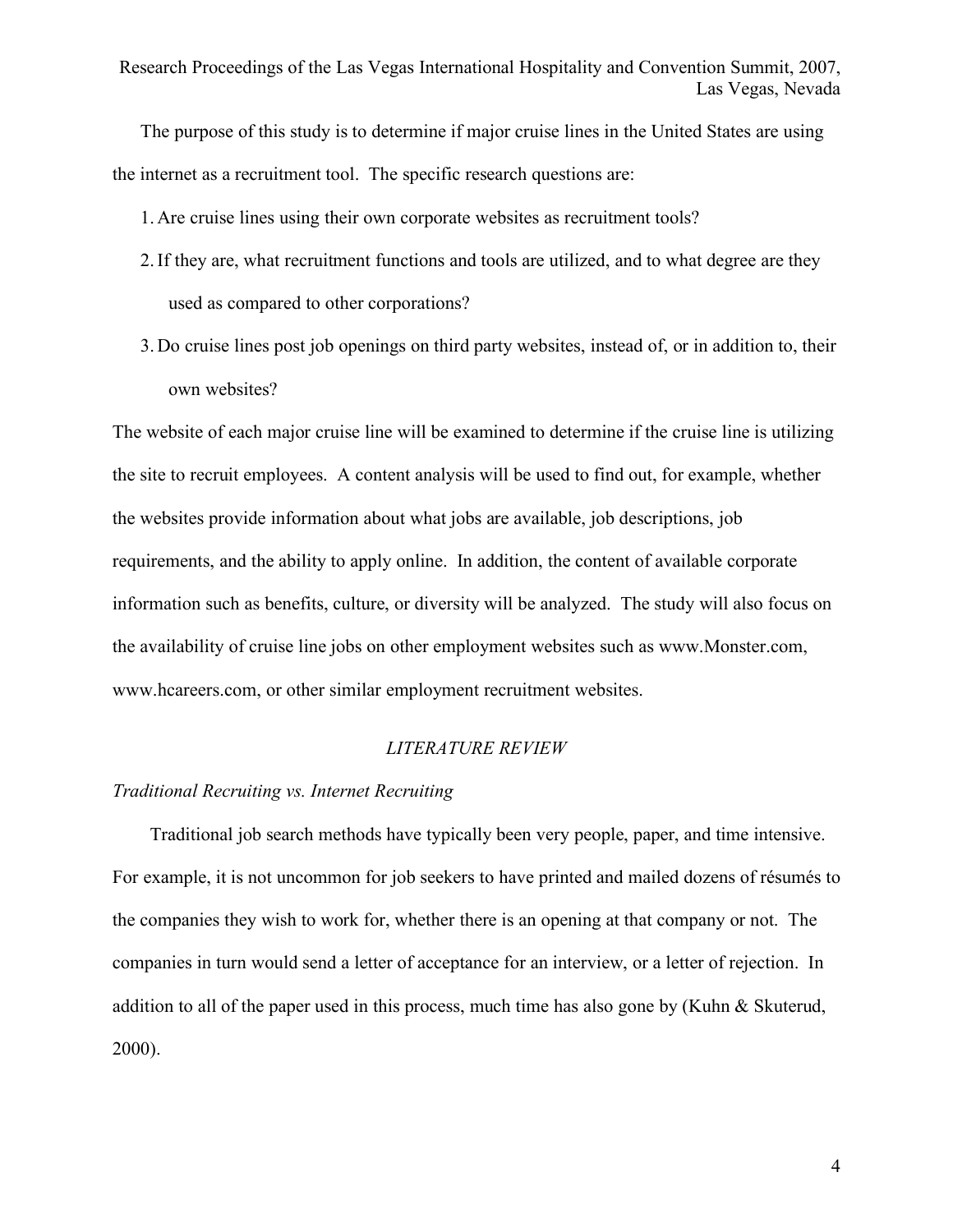The purpose of this study is to determine if major cruise lines in the United States are using the internet as a recruitment tool. The specific research questions are:

1. Are cruise lines using their own corporate websites as recruitment tools?
2. If they are, what recruitment functions and tools are utilized, and to what degree are they used as compared to other corporations?
3. Do cruise lines post job openings on third party websites, instead of, or in addition to, their own websites?

The website of each major cruise line will be examined to determine if the cruise line is utilizing the site to recruit employees. A content analysis will be used to find out, for example, whether the websites provide information about what jobs are available, job descriptions, job requirements, and the ability to apply online. In addition, the content of available corporate information such as benefits, culture, or diversity will be analyzed. The study will also focus on the availability of cruise line jobs on other employment websites such as www.Monster.com, www.hcareers.com, or other similar employment recruitment websites.

## *LITERATURE REVIEW*

### *Traditional Recruiting vs. Internet Recruiting*

Traditional job search methods have typically been very people, paper, and time intensive. For example, it is not uncommon for job seekers to have printed and mailed dozens of résumés to the companies they wish to work for, whether there is an opening at that company or not. The companies in turn would send a letter of acceptance for an interview, or a letter of rejection. In addition to all of the paper used in this process, much time has also gone by (Kuhn & Skuterud, 2000).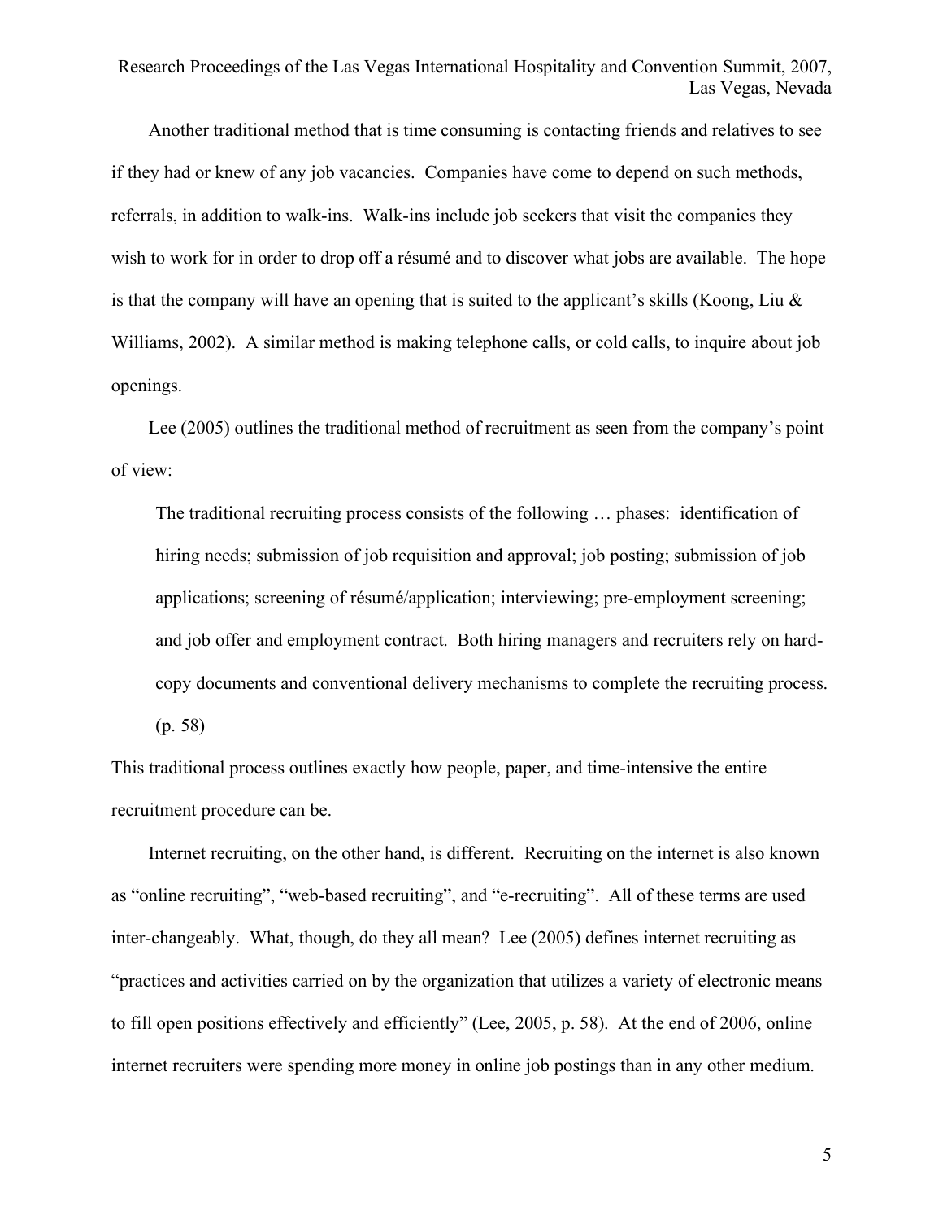Another traditional method that is time consuming is contacting friends and relatives to see if they had or knew of any job vacancies. Companies have come to depend on such methods, referrals, in addition to walk-ins. Walk-ins include job seekers that visit the companies they wish to work for in order to drop off a résumé and to discover what jobs are available. The hope is that the company will have an opening that is suited to the applicant's skills (Koong, Liu & Williams, 2002). A similar method is making telephone calls, or cold calls, to inquire about job openings.

Lee (2005) outlines the traditional method of recruitment as seen from the company's point of view:

> The traditional recruiting process consists of the following … phases: identification of hiring needs; submission of job requisition and approval; job posting; submission of job applications; screening of résumé/application; interviewing; pre-employment screening; and job offer and employment contract. Both hiring managers and recruiters rely on hard-copy documents and conventional delivery mechanisms to complete the recruiting process. (p. 58)

This traditional process outlines exactly how people, paper, and time-intensive the entire recruitment procedure can be.

Internet recruiting, on the other hand, is different. Recruiting on the internet is also known as "online recruiting", "web-based recruiting", and "e-recruiting". All of these terms are used inter-changeably. What, though, do they all mean? Lee (2005) defines internet recruiting as "practices and activities carried on by the organization that utilizes a variety of electronic means to fill open positions effectively and efficiently" (Lee, 2005, p. 58). At the end of 2006, online internet recruiters were spending more money in online job postings than in any other medium.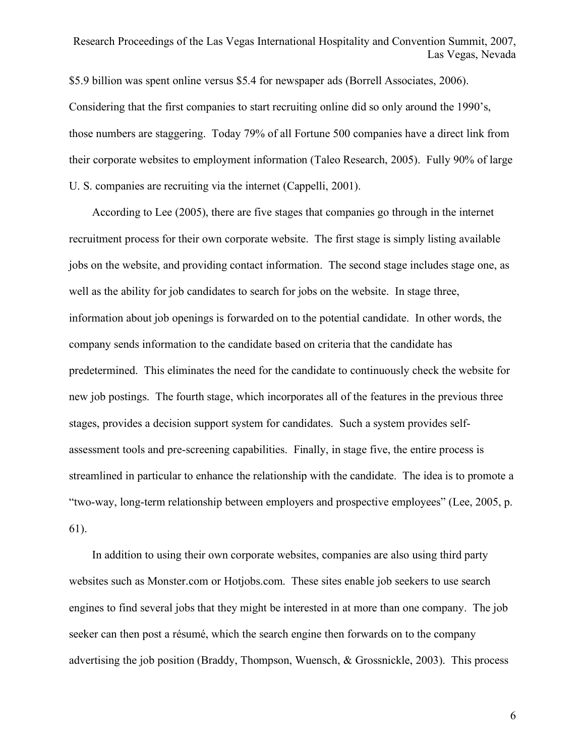$5.9 billion was spent online versus $5.4 for newspaper ads (Borrell Associates, 2006). Considering that the first companies to start recruiting online did so only around the 1990's, those numbers are staggering. Today 79% of all Fortune 500 companies have a direct link from their corporate websites to employment information (Taleo Research, 2005). Fully 90% of large U. S. companies are recruiting via the internet (Cappelli, 2001).

According to Lee (2005), there are five stages that companies go through in the internet recruitment process for their own corporate website. The first stage is simply listing available jobs on the website, and providing contact information. The second stage includes stage one, as well as the ability for job candidates to search for jobs on the website. In stage three, information about job openings is forwarded on to the potential candidate. In other words, the company sends information to the candidate based on criteria that the candidate has predetermined. This eliminates the need for the candidate to continuously check the website for new job postings. The fourth stage, which incorporates all of the features in the previous three stages, provides a decision support system for candidates. Such a system provides self-assessment tools and pre-screening capabilities. Finally, in stage five, the entire process is streamlined in particular to enhance the relationship with the candidate. The idea is to promote a "two-way, long-term relationship between employers and prospective employees" (Lee, 2005, p. 61).

In addition to using their own corporate websites, companies are also using third party websites such as Monster.com or Hotjobs.com. These sites enable job seekers to use search engines to find several jobs that they might be interested in at more than one company. The job seeker can then post a résumé, which the search engine then forwards on to the company advertising the job position (Braddy, Thompson, Wuensch, & Grossnickle, 2003). This process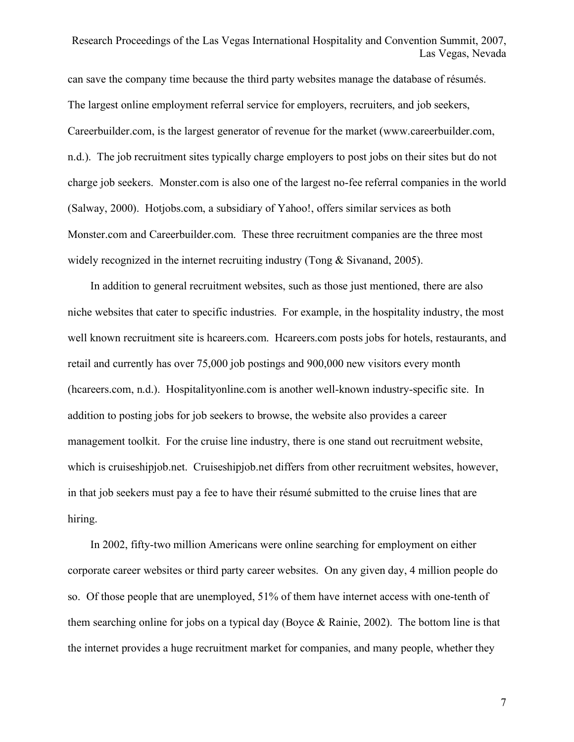can save the company time because the third party websites manage the database of résumés. The largest online employment referral service for employers, recruiters, and job seekers, Careerbuilder.com, is the largest generator of revenue for the market (www.careerbuilder.com, n.d.). The job recruitment sites typically charge employers to post jobs on their sites but do not charge job seekers. Monster.com is also one of the largest no-fee referral companies in the world (Salway, 2000). Hotjobs.com, a subsidiary of Yahoo!, offers similar services as both Monster.com and Careerbuilder.com. These three recruitment companies are the three most widely recognized in the internet recruiting industry (Tong & Sivanand, 2005).

In addition to general recruitment websites, such as those just mentioned, there are also niche websites that cater to specific industries. For example, in the hospitality industry, the most well known recruitment site is hcareers.com. Hcareers.com posts jobs for hotels, restaurants, and retail and currently has over 75,000 job postings and 900,000 new visitors every month (hcareers.com, n.d.). Hospitalityonline.com is another well-known industry-specific site. In addition to posting jobs for job seekers to browse, the website also provides a career management toolkit. For the cruise line industry, there is one stand out recruitment website, which is cruiseshipjob.net. Cruiseshipjob.net differs from other recruitment websites, however, in that job seekers must pay a fee to have their résumé submitted to the cruise lines that are hiring.

In 2002, fifty-two million Americans were online searching for employment on either corporate career websites or third party career websites. On any given day, 4 million people do so. Of those people that are unemployed, 51% of them have internet access with one-tenth of them searching online for jobs on a typical day (Boyce & Rainie, 2002). The bottom line is that the internet provides a huge recruitment market for companies, and many people, whether they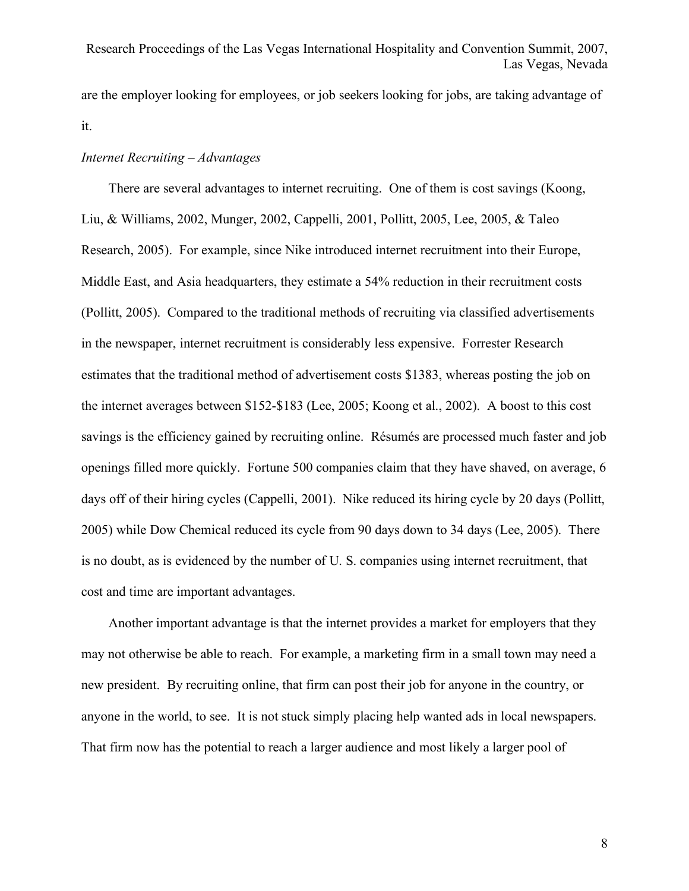are the employer looking for employees, or job seekers looking for jobs, are taking advantage of it.

*Internet Recruiting – Advantages*

There are several advantages to internet recruiting. One of them is cost savings (Koong, Liu, & Williams, 2002, Munger, 2002, Cappelli, 2001, Pollitt, 2005, Lee, 2005, & Taleo Research, 2005). For example, since Nike introduced internet recruitment into their Europe, Middle East, and Asia headquarters, they estimate a 54% reduction in their recruitment costs (Pollitt, 2005). Compared to the traditional methods of recruiting via classified advertisements in the newspaper, internet recruitment is considerably less expensive. Forrester Research estimates that the traditional method of advertisement costs $1383, whereas posting the job on the internet averages between $152-$183 (Lee, 2005; Koong et al., 2002). A boost to this cost savings is the efficiency gained by recruiting online. Résumés are processed much faster and job openings filled more quickly. Fortune 500 companies claim that they have shaved, on average, 6 days off of their hiring cycles (Cappelli, 2001). Nike reduced its hiring cycle by 20 days (Pollitt, 2005) while Dow Chemical reduced its cycle from 90 days down to 34 days (Lee, 2005). There is no doubt, as is evidenced by the number of U. S. companies using internet recruitment, that cost and time are important advantages.

Another important advantage is that the internet provides a market for employers that they may not otherwise be able to reach. For example, a marketing firm in a small town may need a new president. By recruiting online, that firm can post their job for anyone in the country, or anyone in the world, to see. It is not stuck simply placing help wanted ads in local newspapers. That firm now has the potential to reach a larger audience and most likely a larger pool of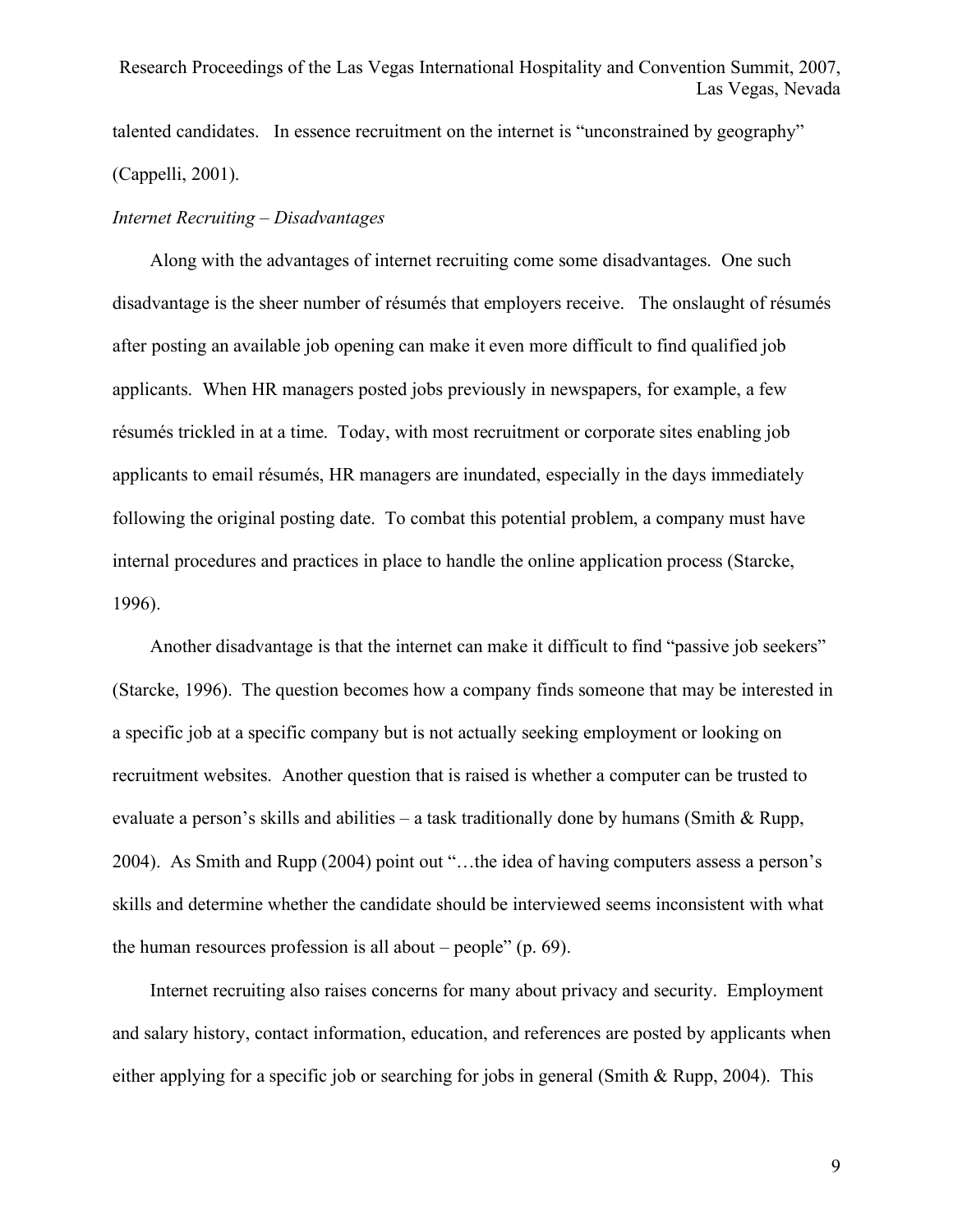talented candidates. In essence recruitment on the internet is "unconstrained by geography" (Cappelli, 2001).

*Internet Recruiting – Disadvantages*

Along with the advantages of internet recruiting come some disadvantages. One such disadvantage is the sheer number of résumés that employers receive. The onslaught of résumés after posting an available job opening can make it even more difficult to find qualified job applicants. When HR managers posted jobs previously in newspapers, for example, a few résumés trickled in at a time. Today, with most recruitment or corporate sites enabling job applicants to email résumés, HR managers are inundated, especially in the days immediately following the original posting date. To combat this potential problem, a company must have internal procedures and practices in place to handle the online application process (Starcke, 1996).

Another disadvantage is that the internet can make it difficult to find "passive job seekers" (Starcke, 1996). The question becomes how a company finds someone that may be interested in a specific job at a specific company but is not actually seeking employment or looking on recruitment websites. Another question that is raised is whether a computer can be trusted to evaluate a person's skills and abilities – a task traditionally done by humans (Smith & Rupp, 2004). As Smith and Rupp (2004) point out "…the idea of having computers assess a person's skills and determine whether the candidate should be interviewed seems inconsistent with what the human resources profession is all about – people" (p. 69).

Internet recruiting also raises concerns for many about privacy and security. Employment and salary history, contact information, education, and references are posted by applicants when either applying for a specific job or searching for jobs in general (Smith & Rupp, 2004). This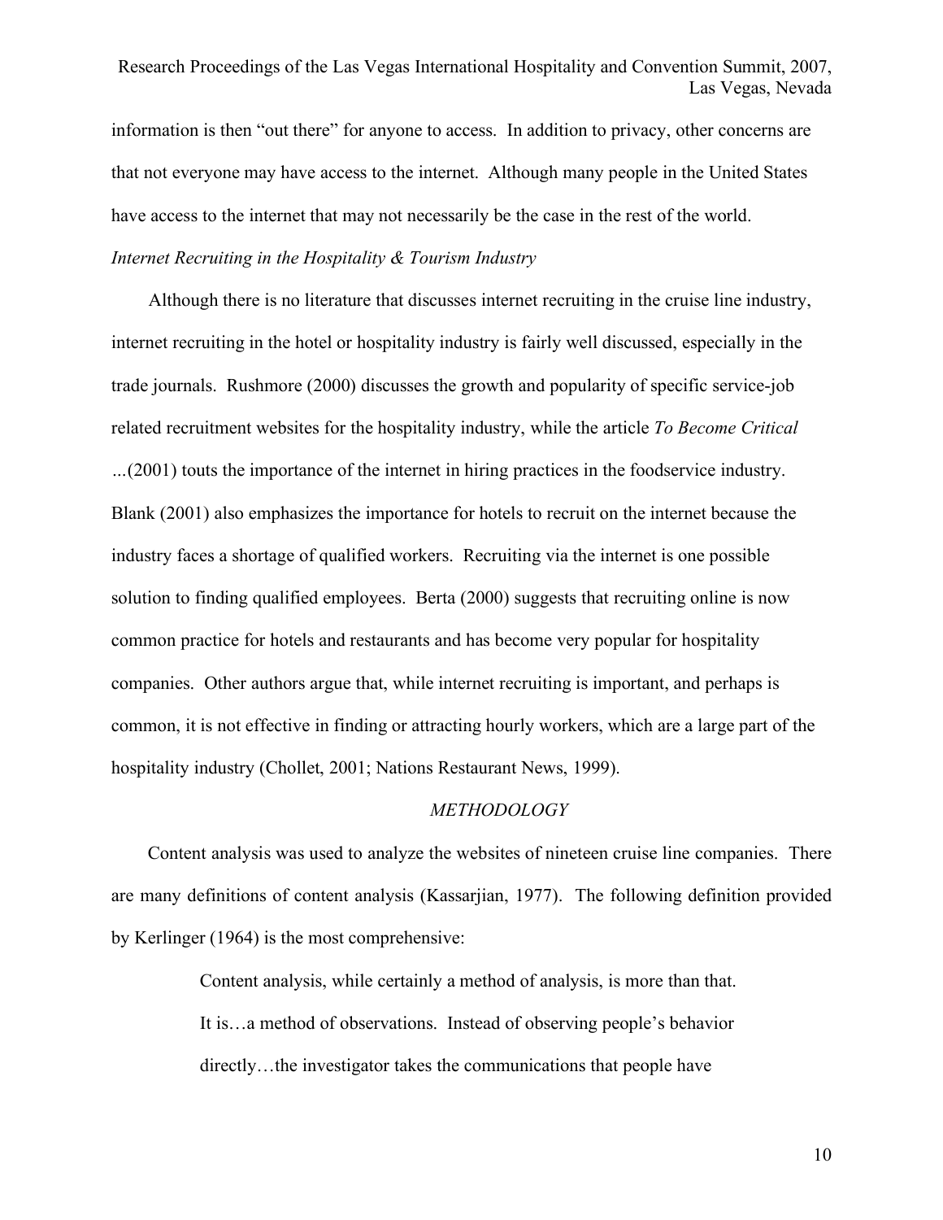information is then "out there" for anyone to access. In addition to privacy, other concerns are that not everyone may have access to the internet. Although many people in the United States have access to the internet that may not necessarily be the case in the rest of the world.

*Internet Recruiting in the Hospitality & Tourism Industry*

Although there is no literature that discusses internet recruiting in the cruise line industry, internet recruiting in the hotel or hospitality industry is fairly well discussed, especially in the trade journals. Rushmore (2000) discusses the growth and popularity of specific service-job related recruitment websites for the hospitality industry, while the article *To Become Critical* ...(2001) touts the importance of the internet in hiring practices in the foodservice industry. Blank (2001) also emphasizes the importance for hotels to recruit on the internet because the industry faces a shortage of qualified workers. Recruiting via the internet is one possible solution to finding qualified employees. Berta (2000) suggests that recruiting online is now common practice for hotels and restaurants and has become very popular for hospitality companies. Other authors argue that, while internet recruiting is important, and perhaps is common, it is not effective in finding or attracting hourly workers, which are a large part of the hospitality industry (Chollet, 2001; Nations Restaurant News, 1999).

## *METHODOLOGY*

Content analysis was used to analyze the websites of nineteen cruise line companies. There are many definitions of content analysis (Kassarjian, 1977). The following definition provided by Kerlinger (1964) is the most comprehensive:

> Content analysis, while certainly a method of analysis, is more than that. It is…a method of observations. Instead of observing people's behavior directly…the investigator takes the communications that people have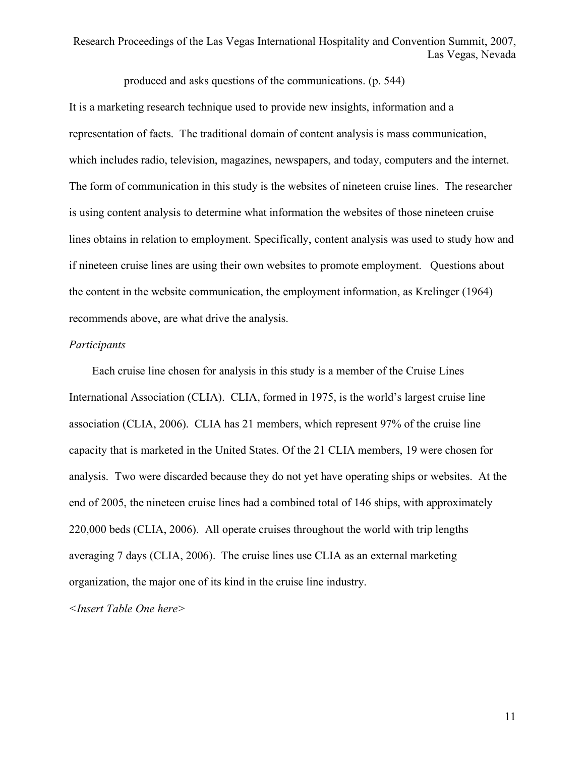produced and asks questions of the communications. (p. 544)

It is a marketing research technique used to provide new insights, information and a representation of facts. The traditional domain of content analysis is mass communication, which includes radio, television, magazines, newspapers, and today, computers and the internet. The form of communication in this study is the websites of nineteen cruise lines. The researcher is using content analysis to determine what information the websites of those nineteen cruise lines obtains in relation to employment. Specifically, content analysis was used to study how and if nineteen cruise lines are using their own websites to promote employment. Questions about the content in the website communication, the employment information, as Krelinger (1964) recommends above, are what drive the analysis.

*Participants*

Each cruise line chosen for analysis in this study is a member of the Cruise Lines International Association (CLIA). CLIA, formed in 1975, is the world's largest cruise line association (CLIA, 2006). CLIA has 21 members, which represent 97% of the cruise line capacity that is marketed in the United States. Of the 21 CLIA members, 19 were chosen for analysis. Two were discarded because they do not yet have operating ships or websites. At the end of 2005, the nineteen cruise lines had a combined total of 146 ships, with approximately 220,000 beds (CLIA, 2006). All operate cruises throughout the world with trip lengths averaging 7 days (CLIA, 2006). The cruise lines use CLIA as an external marketing organization, the major one of its kind in the cruise line industry.

*<Insert Table One here>*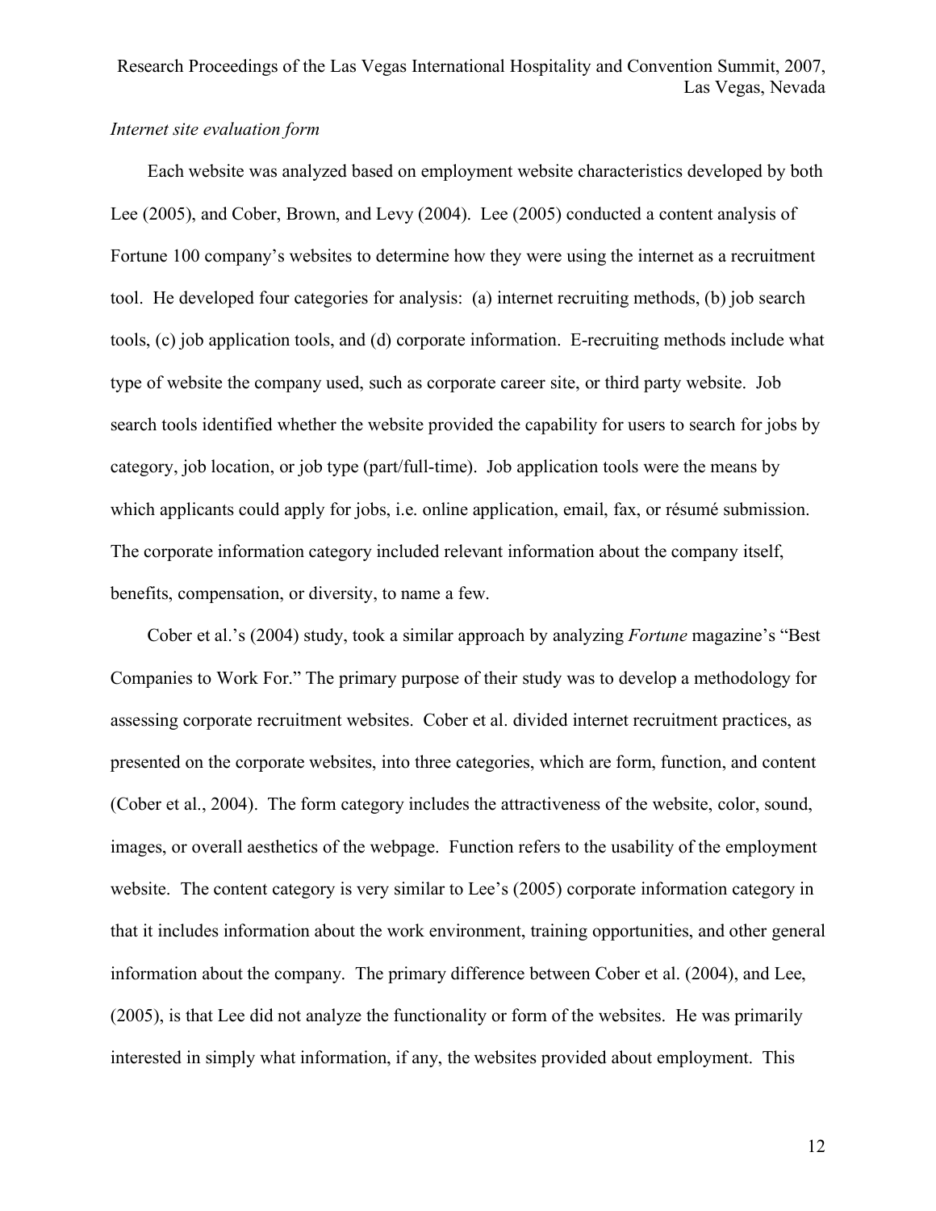*Internet site evaluation form*

Each website was analyzed based on employment website characteristics developed by both Lee (2005), and Cober, Brown, and Levy (2004). Lee (2005) conducted a content analysis of Fortune 100 company's websites to determine how they were using the internet as a recruitment tool. He developed four categories for analysis: (a) internet recruiting methods, (b) job search tools, (c) job application tools, and (d) corporate information. E-recruiting methods include what type of website the company used, such as corporate career site, or third party website. Job search tools identified whether the website provided the capability for users to search for jobs by category, job location, or job type (part/full-time). Job application tools were the means by which applicants could apply for jobs, i.e. online application, email, fax, or résumé submission. The corporate information category included relevant information about the company itself, benefits, compensation, or diversity, to name a few.

Cober et al.'s (2004) study, took a similar approach by analyzing *Fortune* magazine's "Best Companies to Work For." The primary purpose of their study was to develop a methodology for assessing corporate recruitment websites. Cober et al. divided internet recruitment practices, as presented on the corporate websites, into three categories, which are form, function, and content (Cober et al., 2004). The form category includes the attractiveness of the website, color, sound, images, or overall aesthetics of the webpage. Function refers to the usability of the employment website. The content category is very similar to Lee's (2005) corporate information category in that it includes information about the work environment, training opportunities, and other general information about the company. The primary difference between Cober et al. (2004), and Lee, (2005), is that Lee did not analyze the functionality or form of the websites. He was primarily interested in simply what information, if any, the websites provided about employment. This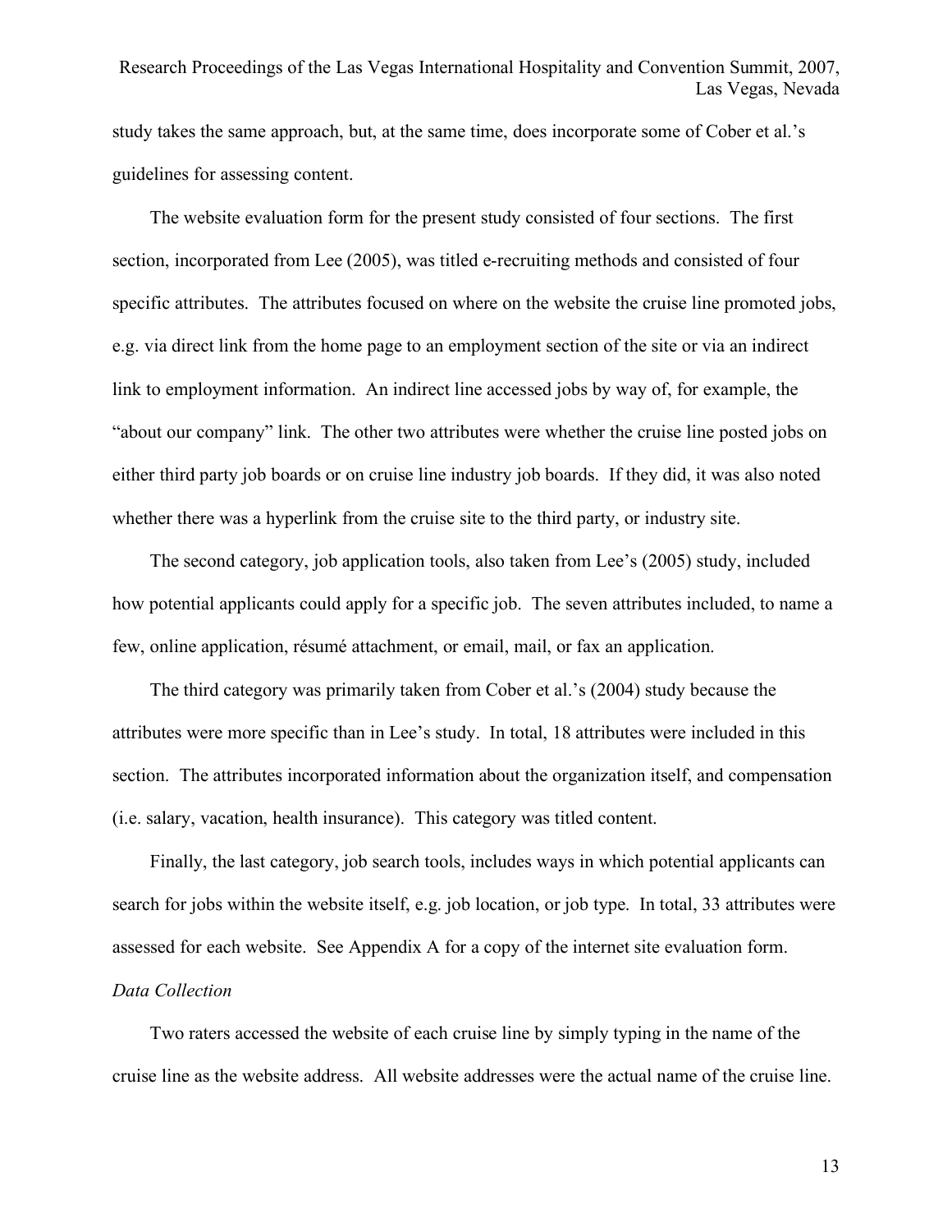study takes the same approach, but, at the same time, does incorporate some of Cober et al.'s guidelines for assessing content.

The website evaluation form for the present study consisted of four sections. The first section, incorporated from Lee (2005), was titled e-recruiting methods and consisted of four specific attributes. The attributes focused on where on the website the cruise line promoted jobs, e.g. via direct link from the home page to an employment section of the site or via an indirect link to employment information. An indirect line accessed jobs by way of, for example, the "about our company" link. The other two attributes were whether the cruise line posted jobs on either third party job boards or on cruise line industry job boards. If they did, it was also noted whether there was a hyperlink from the cruise site to the third party, or industry site.

The second category, job application tools, also taken from Lee's (2005) study, included how potential applicants could apply for a specific job. The seven attributes included, to name a few, online application, résumé attachment, or email, mail, or fax an application.

The third category was primarily taken from Cober et al.'s (2004) study because the attributes were more specific than in Lee's study. In total, 18 attributes were included in this section. The attributes incorporated information about the organization itself, and compensation (i.e. salary, vacation, health insurance). This category was titled content.

Finally, the last category, job search tools, includes ways in which potential applicants can search for jobs within the website itself, e.g. job location, or job type. In total, 33 attributes were assessed for each website. See Appendix A for a copy of the internet site evaluation form.

*Data Collection*

Two raters accessed the website of each cruise line by simply typing in the name of the cruise line as the website address. All website addresses were the actual name of the cruise line.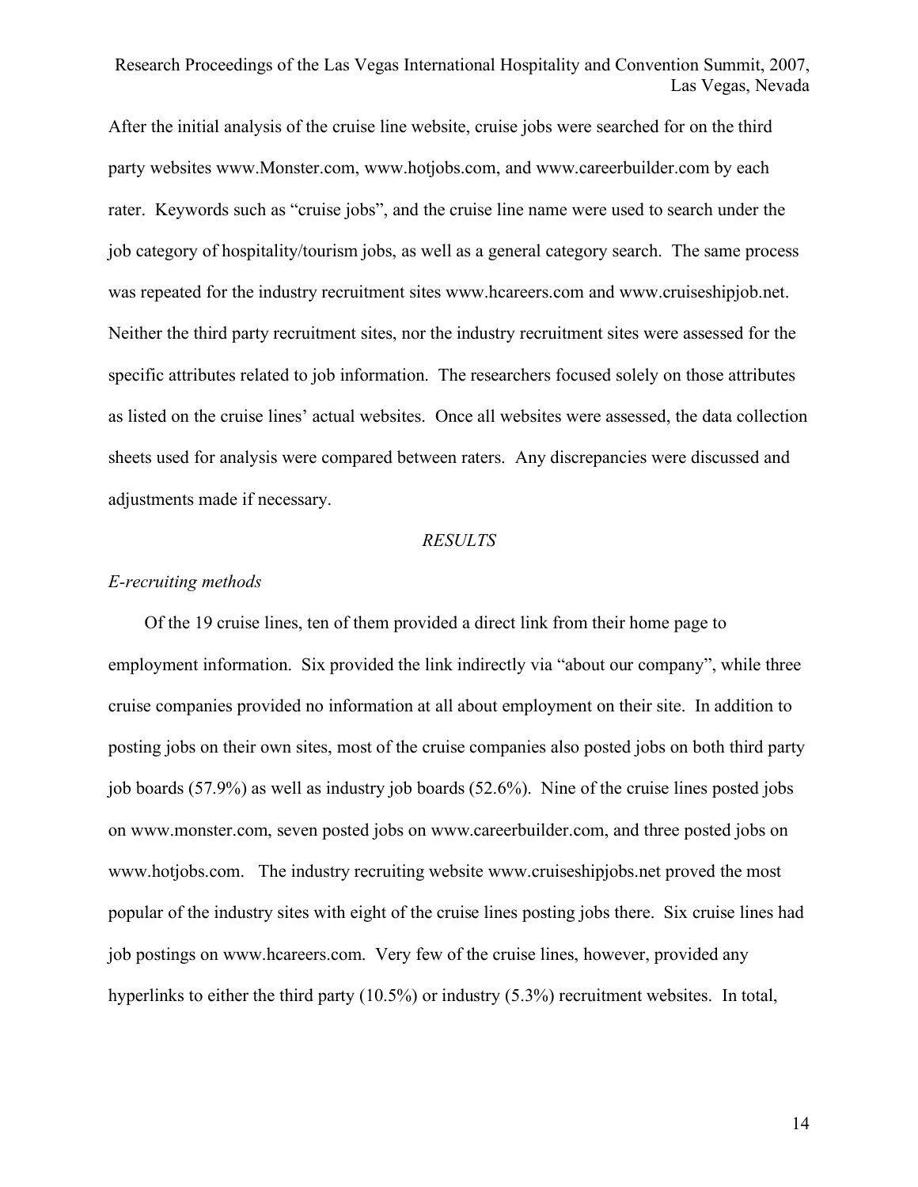After the initial analysis of the cruise line website, cruise jobs were searched for on the third party websites www.Monster.com, www.hotjobs.com, and www.careerbuilder.com by each rater. Keywords such as "cruise jobs", and the cruise line name were used to search under the job category of hospitality/tourism jobs, as well as a general category search. The same process was repeated for the industry recruitment sites www.hcareers.com and www.cruiseshipjob.net. Neither the third party recruitment sites, nor the industry recruitment sites were assessed for the specific attributes related to job information. The researchers focused solely on those attributes as listed on the cruise lines' actual websites. Once all websites were assessed, the data collection sheets used for analysis were compared between raters. Any discrepancies were discussed and adjustments made if necessary.

## *RESULTS*

### *E-recruiting methods*

Of the 19 cruise lines, ten of them provided a direct link from their home page to employment information. Six provided the link indirectly via "about our company", while three cruise companies provided no information at all about employment on their site. In addition to posting jobs on their own sites, most of the cruise companies also posted jobs on both third party job boards (57.9%) as well as industry job boards (52.6%). Nine of the cruise lines posted jobs on www.monster.com, seven posted jobs on www.careerbuilder.com, and three posted jobs on www.hotjobs.com. The industry recruiting website www.cruiseshipjobs.net proved the most popular of the industry sites with eight of the cruise lines posting jobs there. Six cruise lines had job postings on www.hcareers.com. Very few of the cruise lines, however, provided any hyperlinks to either the third party (10.5%) or industry (5.3%) recruitment websites. In total,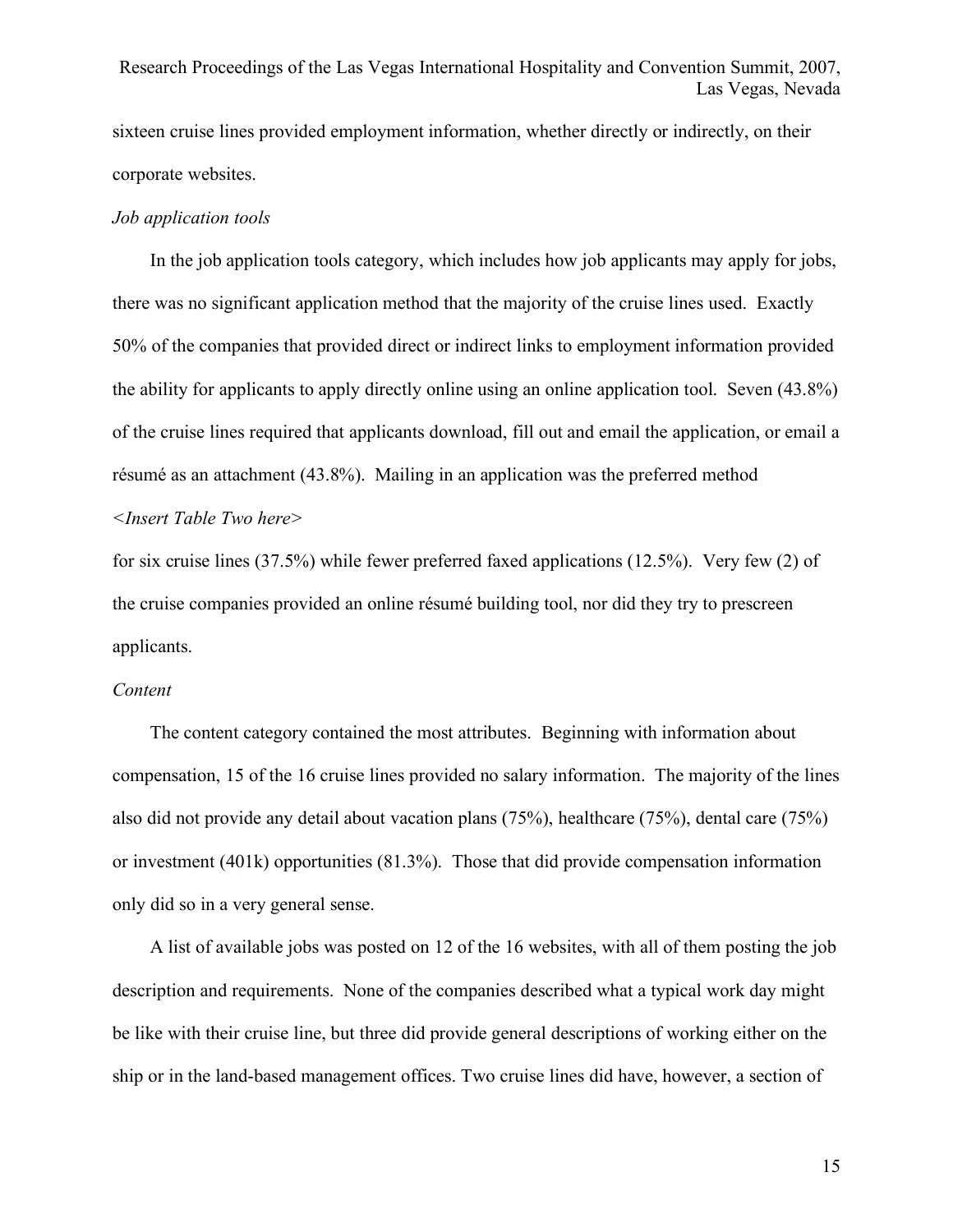sixteen cruise lines provided employment information, whether directly or indirectly, on their corporate websites.

*Job application tools*

In the job application tools category, which includes how job applicants may apply for jobs, there was no significant application method that the majority of the cruise lines used. Exactly 50% of the companies that provided direct or indirect links to employment information provided the ability for applicants to apply directly online using an online application tool. Seven (43.8%) of the cruise lines required that applicants download, fill out and email the application, or email a résumé as an attachment (43.8%). Mailing in an application was the preferred method

*<Insert Table Two here>*

for six cruise lines (37.5%) while fewer preferred faxed applications (12.5%). Very few (2) of the cruise companies provided an online résumé building tool, nor did they try to prescreen applicants.

*Content*

The content category contained the most attributes. Beginning with information about compensation, 15 of the 16 cruise lines provided no salary information. The majority of the lines also did not provide any detail about vacation plans (75%), healthcare (75%), dental care (75%) or investment (401k) opportunities (81.3%). Those that did provide compensation information only did so in a very general sense.

A list of available jobs was posted on 12 of the 16 websites, with all of them posting the job description and requirements. None of the companies described what a typical work day might be like with their cruise line, but three did provide general descriptions of working either on the ship or in the land-based management offices. Two cruise lines did have, however, a section of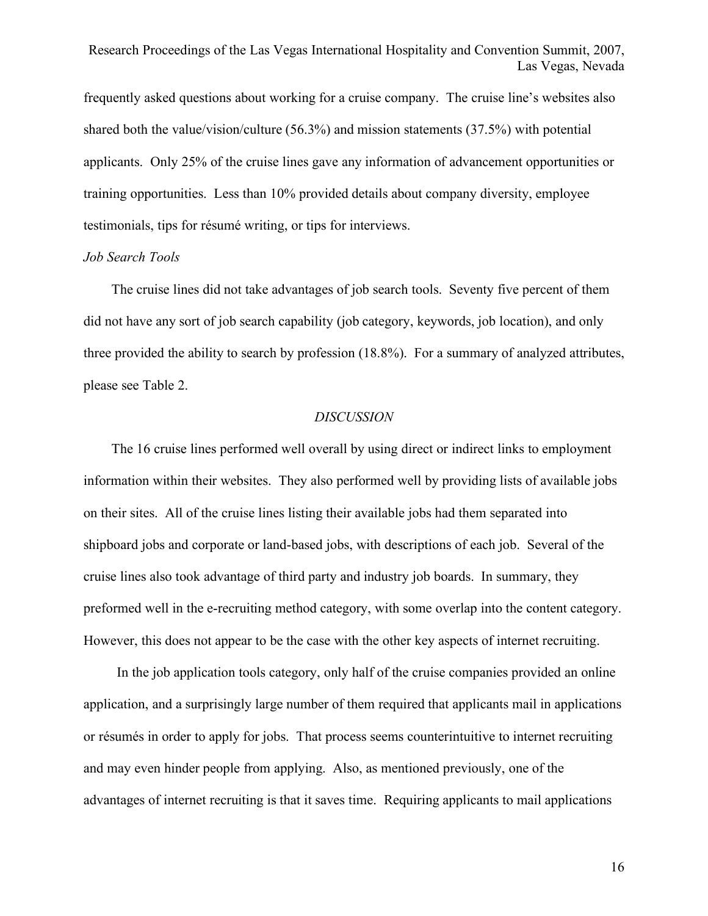frequently asked questions about working for a cruise company. The cruise line's websites also shared both the value/vision/culture (56.3%) and mission statements (37.5%) with potential applicants. Only 25% of the cruise lines gave any information of advancement opportunities or training opportunities. Less than 10% provided details about company diversity, employee testimonials, tips for résumé writing, or tips for interviews.

*Job Search Tools*

The cruise lines did not take advantages of job search tools. Seventy five percent of them did not have any sort of job search capability (job category, keywords, job location), and only three provided the ability to search by profession (18.8%). For a summary of analyzed attributes, please see Table 2.

## *DISCUSSION*

The 16 cruise lines performed well overall by using direct or indirect links to employment information within their websites. They also performed well by providing lists of available jobs on their sites. All of the cruise lines listing their available jobs had them separated into shipboard jobs and corporate or land-based jobs, with descriptions of each job. Several of the cruise lines also took advantage of third party and industry job boards. In summary, they preformed well in the e-recruiting method category, with some overlap into the content category. However, this does not appear to be the case with the other key aspects of internet recruiting.

In the job application tools category, only half of the cruise companies provided an online application, and a surprisingly large number of them required that applicants mail in applications or résumés in order to apply for jobs. That process seems counterintuitive to internet recruiting and may even hinder people from applying. Also, as mentioned previously, one of the advantages of internet recruiting is that it saves time. Requiring applicants to mail applications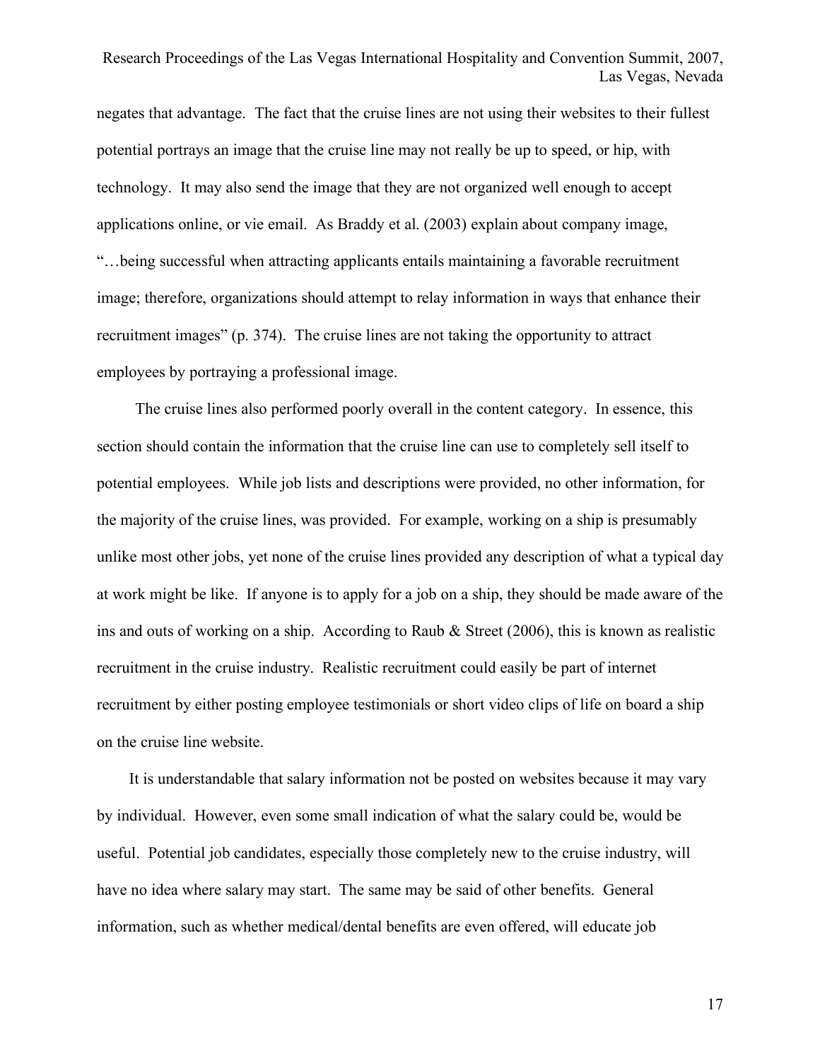negates that advantage. The fact that the cruise lines are not using their websites to their fullest potential portrays an image that the cruise line may not really be up to speed, or hip, with technology. It may also send the image that they are not organized well enough to accept applications online, or vie email. As Braddy et al. (2003) explain about company image, "…being successful when attracting applicants entails maintaining a favorable recruitment image; therefore, organizations should attempt to relay information in ways that enhance their recruitment images" (p. 374). The cruise lines are not taking the opportunity to attract employees by portraying a professional image.

The cruise lines also performed poorly overall in the content category. In essence, this section should contain the information that the cruise line can use to completely sell itself to potential employees. While job lists and descriptions were provided, no other information, for the majority of the cruise lines, was provided. For example, working on a ship is presumably unlike most other jobs, yet none of the cruise lines provided any description of what a typical day at work might be like. If anyone is to apply for a job on a ship, they should be made aware of the ins and outs of working on a ship. According to Raub & Street (2006), this is known as realistic recruitment in the cruise industry. Realistic recruitment could easily be part of internet recruitment by either posting employee testimonials or short video clips of life on board a ship on the cruise line website.

It is understandable that salary information not be posted on websites because it may vary by individual. However, even some small indication of what the salary could be, would be useful. Potential job candidates, especially those completely new to the cruise industry, will have no idea where salary may start. The same may be said of other benefits. General information, such as whether medical/dental benefits are even offered, will educate job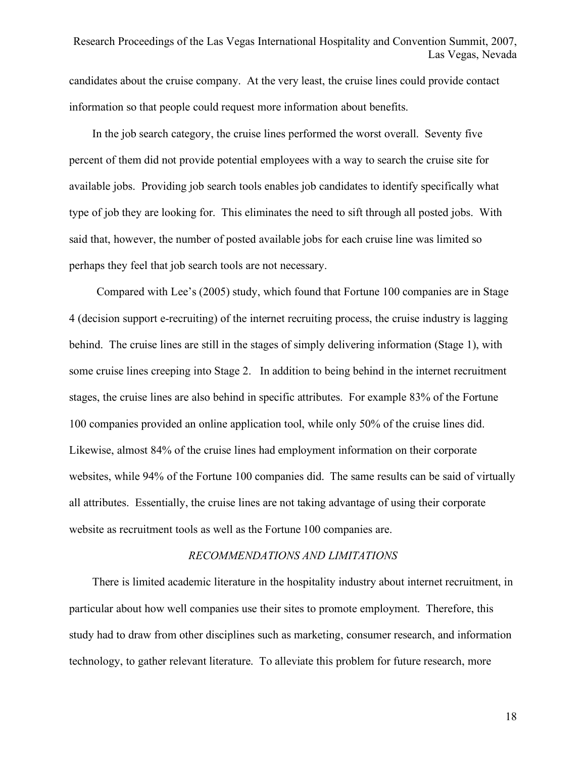candidates about the cruise company. At the very least, the cruise lines could provide contact information so that people could request more information about benefits.

In the job search category, the cruise lines performed the worst overall. Seventy five percent of them did not provide potential employees with a way to search the cruise site for available jobs. Providing job search tools enables job candidates to identify specifically what type of job they are looking for. This eliminates the need to sift through all posted jobs. With said that, however, the number of posted available jobs for each cruise line was limited so perhaps they feel that job search tools are not necessary.

Compared with Lee's (2005) study, which found that Fortune 100 companies are in Stage 4 (decision support e-recruiting) of the internet recruiting process, the cruise industry is lagging behind. The cruise lines are still in the stages of simply delivering information (Stage 1), with some cruise lines creeping into Stage 2. In addition to being behind in the internet recruitment stages, the cruise lines are also behind in specific attributes. For example 83% of the Fortune 100 companies provided an online application tool, while only 50% of the cruise lines did. Likewise, almost 84% of the cruise lines had employment information on their corporate websites, while 94% of the Fortune 100 companies did. The same results can be said of virtually all attributes. Essentially, the cruise lines are not taking advantage of using their corporate website as recruitment tools as well as the Fortune 100 companies are.

## *RECOMMENDATIONS AND LIMITATIONS*

There is limited academic literature in the hospitality industry about internet recruitment, in particular about how well companies use their sites to promote employment. Therefore, this study had to draw from other disciplines such as marketing, consumer research, and information technology, to gather relevant literature. To alleviate this problem for future research, more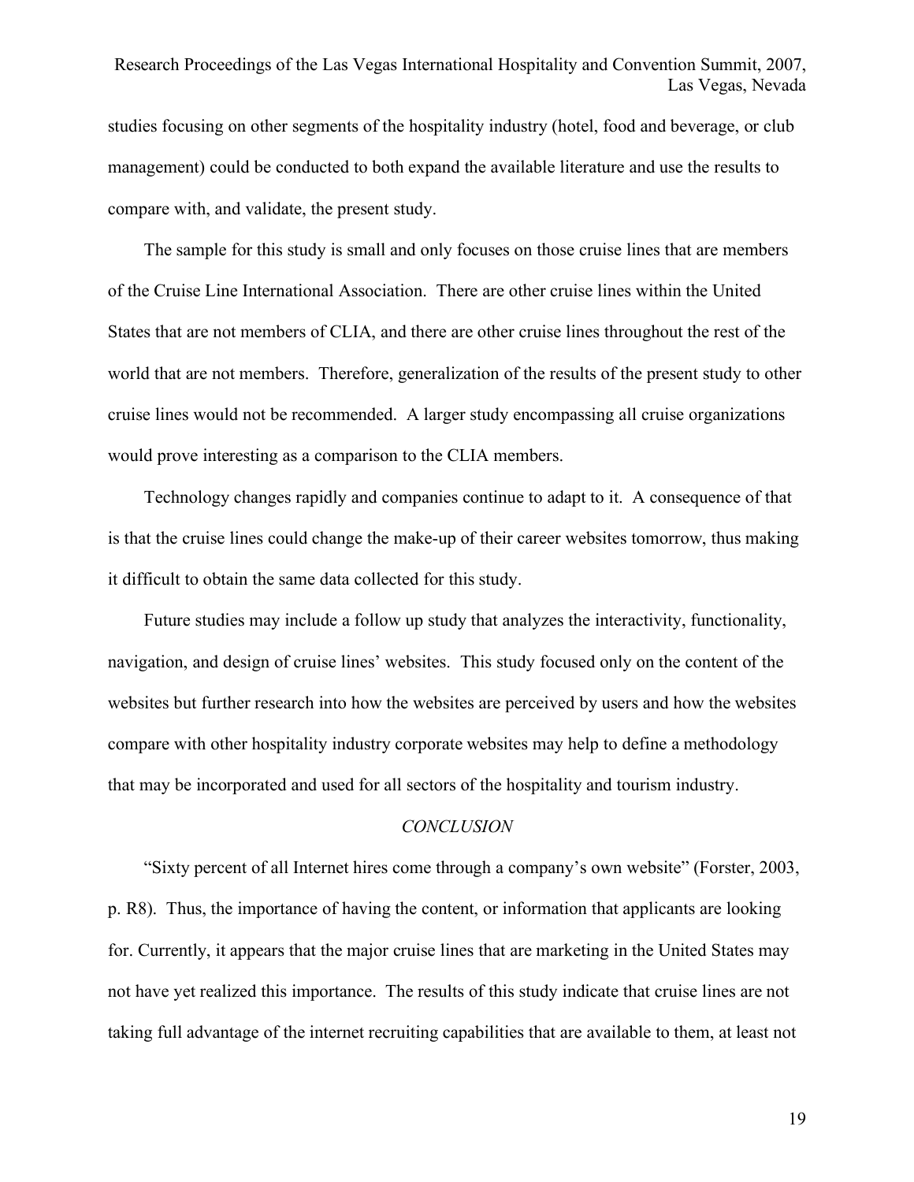studies focusing on other segments of the hospitality industry (hotel, food and beverage, or club management) could be conducted to both expand the available literature and use the results to compare with, and validate, the present study.

The sample for this study is small and only focuses on those cruise lines that are members of the Cruise Line International Association. There are other cruise lines within the United States that are not members of CLIA, and there are other cruise lines throughout the rest of the world that are not members. Therefore, generalization of the results of the present study to other cruise lines would not be recommended. A larger study encompassing all cruise organizations would prove interesting as a comparison to the CLIA members.

Technology changes rapidly and companies continue to adapt to it. A consequence of that is that the cruise lines could change the make-up of their career websites tomorrow, thus making it difficult to obtain the same data collected for this study.

Future studies may include a follow up study that analyzes the interactivity, functionality, navigation, and design of cruise lines' websites. This study focused only on the content of the websites but further research into how the websites are perceived by users and how the websites compare with other hospitality industry corporate websites may help to define a methodology that may be incorporated and used for all sectors of the hospitality and tourism industry.

## *CONCLUSION*

"Sixty percent of all Internet hires come through a company's own website" (Forster, 2003, p. R8). Thus, the importance of having the content, or information that applicants are looking for. Currently, it appears that the major cruise lines that are marketing in the United States may not have yet realized this importance. The results of this study indicate that cruise lines are not taking full advantage of the internet recruiting capabilities that are available to them, at least not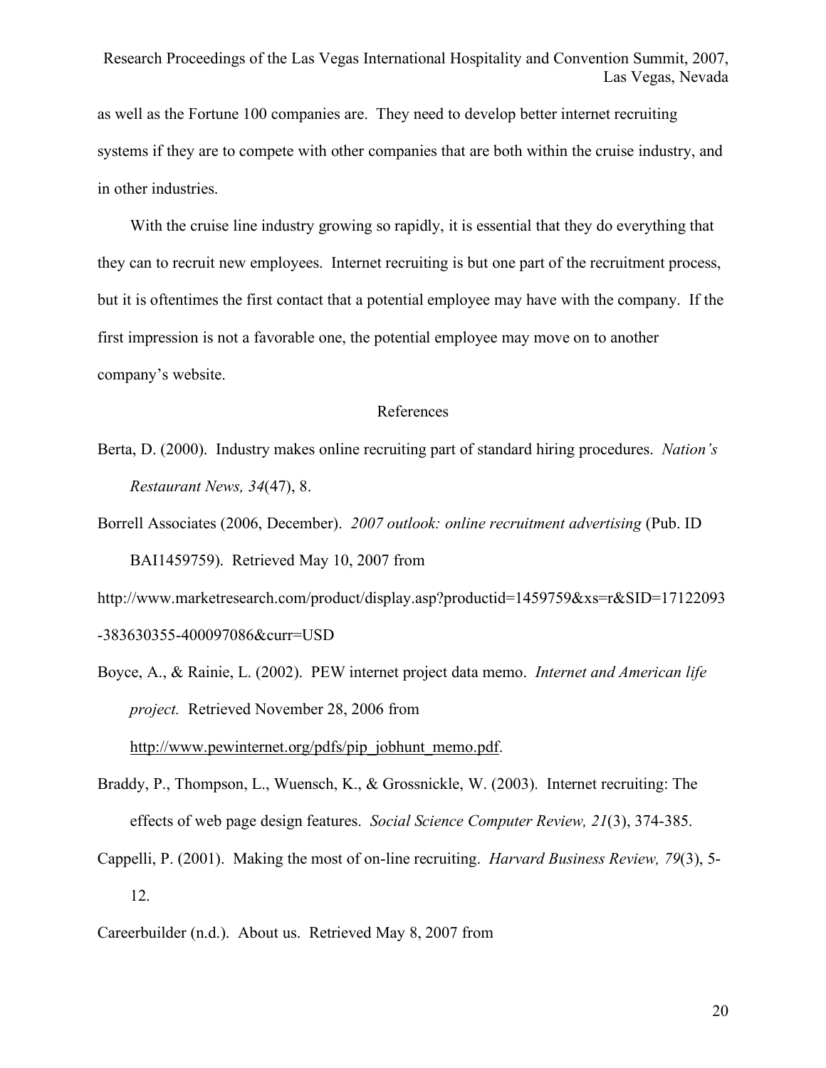as well as the Fortune 100 companies are. They need to develop better internet recruiting systems if they are to compete with other companies that are both within the cruise industry, and in other industries.

With the cruise line industry growing so rapidly, it is essential that they do everything that they can to recruit new employees. Internet recruiting is but one part of the recruitment process, but it is oftentimes the first contact that a potential employee may have with the company. If the first impression is not a favorable one, the potential employee may move on to another company's website.

## References

Berta, D. (2000). Industry makes online recruiting part of standard hiring procedures. *Nation's Restaurant News, 34*(47), 8.

Borrell Associates (2006, December). *2007 outlook: online recruitment advertising* (Pub. ID BAI1459759). Retrieved May 10, 2007 from http://www.marketresearch.com/product/display.asp?productid=1459759&xs=r&SID=17122093-383630355-400097086&curr=USD

Boyce, A., & Rainie, L. (2002). PEW internet project data memo. *Internet and American life project.* Retrieved November 28, 2006 from http://www.pewinternet.org/pdfs/pip_jobhunt_memo.pdf.

Braddy, P., Thompson, L., Wuensch, K., & Grossnickle, W. (2003). Internet recruiting: The effects of web page design features. *Social Science Computer Review, 21*(3), 374-385.

Cappelli, P. (2001). Making the most of on-line recruiting. *Harvard Business Review, 79*(3), 5-12.

Careerbuilder (n.d.). About us. Retrieved May 8, 2007 from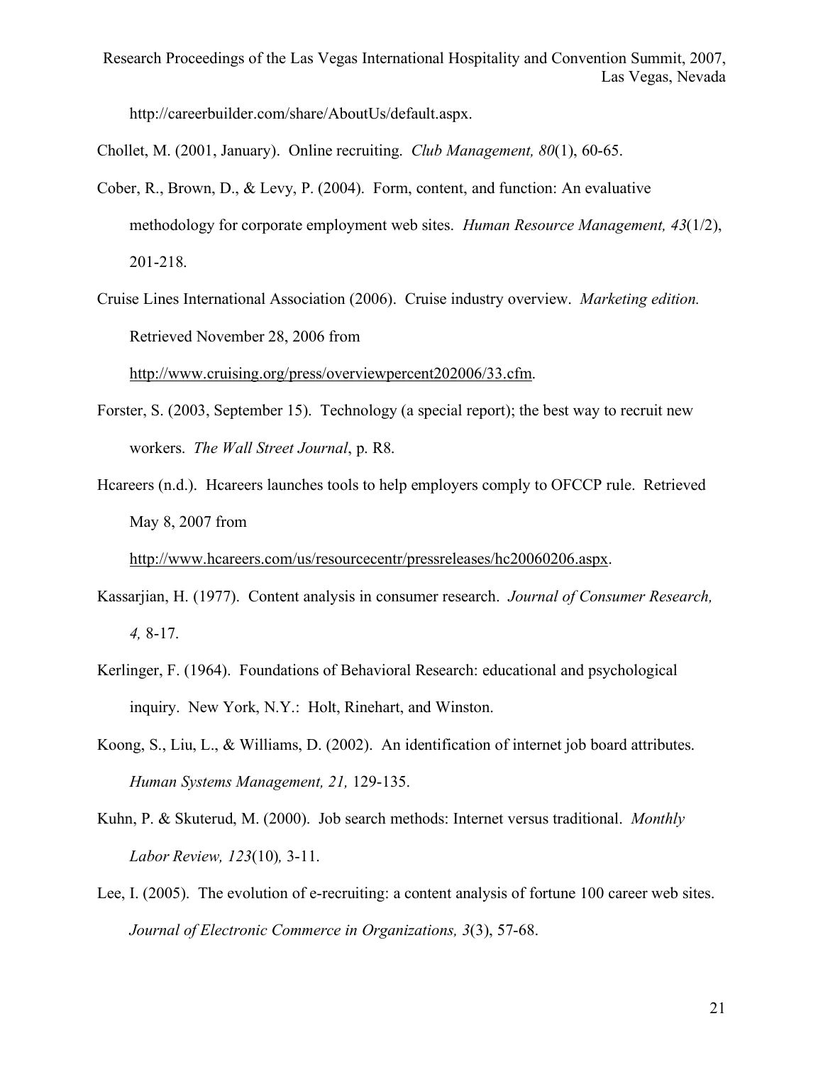http://careerbuilder.com/share/AboutUs/default.aspx.

Chollet, M. (2001, January). Online recruiting. *Club Management, 80*(1), 60-65.

Cober, R., Brown, D., & Levy, P. (2004). Form, content, and function: An evaluative methodology for corporate employment web sites. *Human Resource Management, 43*(1/2), 201-218.

Cruise Lines International Association (2006). Cruise industry overview. *Marketing edition.* Retrieved November 28, 2006 from http://www.cruising.org/press/overviewpercent202006/33.cfm.

Forster, S. (2003, September 15). Technology (a special report); the best way to recruit new workers. *The Wall Street Journal*, p. R8.

Hcareers (n.d.). Hcareers launches tools to help employers comply to OFCCP rule. Retrieved May 8, 2007 from http://www.hcareers.com/us/resourcecentr/pressreleases/hc20060206.aspx.

Kassarjian, H. (1977). Content analysis in consumer research. *Journal of Consumer Research, 4,* 8-17.

Kerlinger, F. (1964). Foundations of Behavioral Research: educational and psychological inquiry. New York, N.Y.: Holt, Rinehart, and Winston.

Koong, S., Liu, L., & Williams, D. (2002). An identification of internet job board attributes. *Human Systems Management, 21,* 129-135.

Kuhn, P. & Skuterud, M. (2000). Job search methods: Internet versus traditional. *Monthly Labor Review, 123*(10)*,* 3-11.

Lee, I. (2005). The evolution of e-recruiting: a content analysis of fortune 100 career web sites. *Journal of Electronic Commerce in Organizations, 3*(3), 57-68.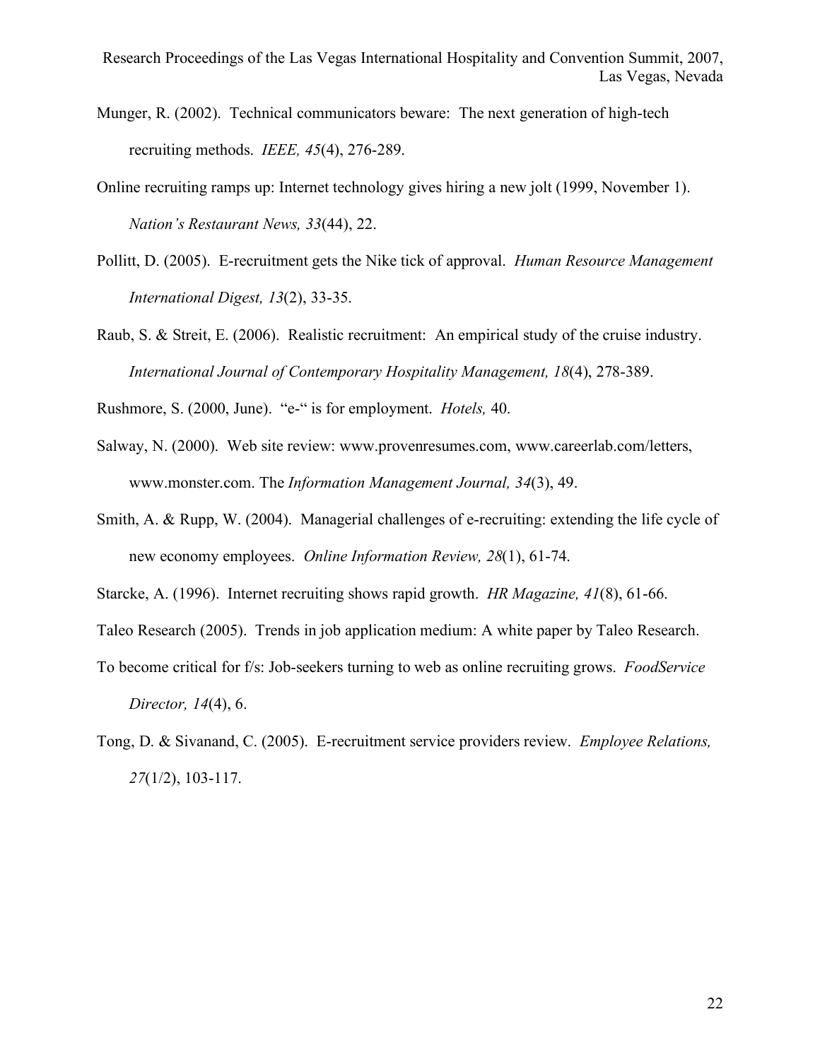Munger, R. (2002). Technical communicators beware: The next generation of high-tech recruiting methods. *IEEE, 45*(4), 276-289.

Online recruiting ramps up: Internet technology gives hiring a new jolt (1999, November 1). *Nation's Restaurant News, 33*(44), 22.

Pollitt, D. (2005). E-recruitment gets the Nike tick of approval. *Human Resource Management International Digest, 13*(2), 33-35.

Raub, S. & Streit, E. (2006). Realistic recruitment: An empirical study of the cruise industry. *International Journal of Contemporary Hospitality Management, 18*(4), 278-389.

Rushmore, S. (2000, June). "e-" is for employment. *Hotels,* 40.

Salway, N. (2000). Web site review: www.provenresumes.com, www.careerlab.com/letters, www.monster.com. The *Information Management Journal, 34*(3), 49.

Smith, A. & Rupp, W. (2004). Managerial challenges of e-recruiting: extending the life cycle of new economy employees. *Online Information Review, 28*(1), 61-74.

Starcke, A. (1996). Internet recruiting shows rapid growth. *HR Magazine, 41*(8), 61-66.

Taleo Research (2005). Trends in job application medium: A white paper by Taleo Research.

To become critical for f/s: Job-seekers turning to web as online recruiting grows. *FoodService Director, 14*(4), 6.

Tong, D. & Sivanand, C. (2005). E-recruitment service providers review. *Employee Relations, 27*(1/2), 103-117.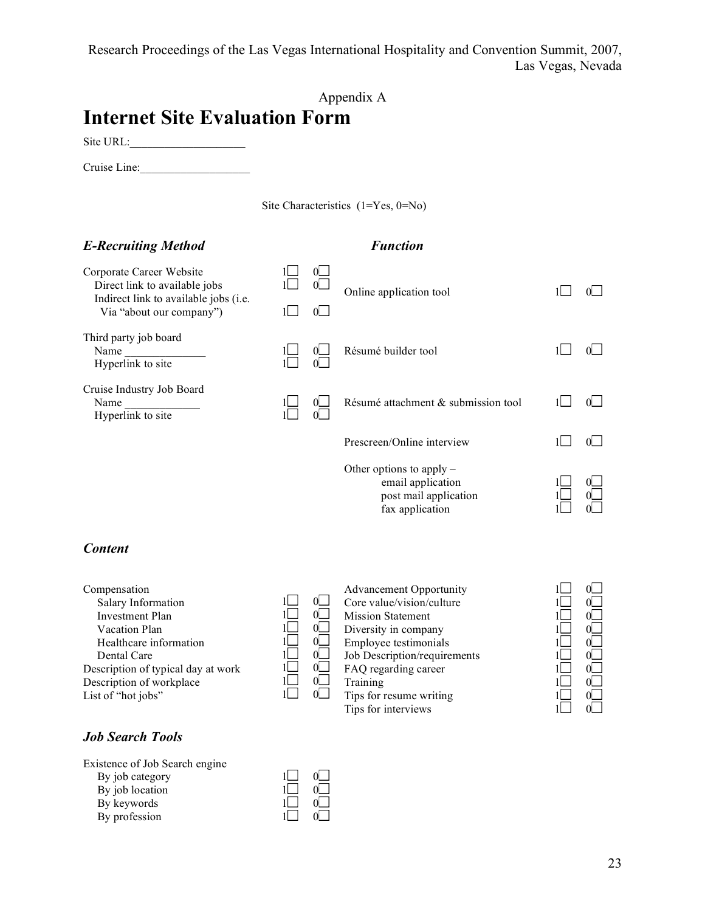Appendix A

# Internet Site Evaluation Form

Site URL:____________________

Cruise Line:___________________

Site Characteristics (1=Yes, 0=No)

### *E-Recruiting Method*

| Item | 1 | 0 |
|---|---|---|
| Corporate Career Website | 1☐ | 0☐ |
| Direct link to available jobs | 1☐ | 0☐ |
| Indirect link to available jobs (i.e. Via "about our company") | 1☐ | 0☐ |
| Third party job board | | |
| Name ______________ | 1☐ | 0☐ |
| Hyperlink to site | 1☐ | 0☐ |
| Cruise Industry Job Board | | |
| Name _____________ | 1☐ | 0☐ |
| Hyperlink to site | 1☐ | 0☐ |

### *Function*

| Item | 1 | 0 |
|---|---|---|
| Online application tool | 1☐ | 0☐ |
| Résumé builder tool | 1☐ | 0☐ |
| Résumé attachment & submission tool | 1☐ | 0☐ |
| Prescreen/Online interview | 1☐ | 0☐ |
| Other options to apply – | | |
| email application | 1☐ | 0☐ |
| post mail application | 1☐ | 0☐ |
| fax application | 1☐ | 0☐ |

### *Content*

| Item | 1 | 0 |
|---|---|---|
| Compensation | | |
| Salary Information | 1☐ | 0☐ |
| Investment Plan | 1☐ | 0☐ |
| Vacation Plan | 1☐ | 0☐ |
| Healthcare information | 1☐ | 0☐ |
| Dental Care | 1☐ | 0☐ |
| Description of typical day at work | 1☐ | 0☐ |
| Description of workplace | 1☐ | 0☐ |
| List of "hot jobs" | 1☐ | 0☐ |
| Advancement Opportunity | 1☐ | 0☐ |
| Core value/vision/culture | 1☐ | 0☐ |
| Mission Statement | 1☐ | 0☐ |
| Diversity in company | 1☐ | 0☐ |
| Employee testimonials | 1☐ | 0☐ |
| Job Description/requirements | 1☐ | 0☐ |
| FAQ regarding career | 1☐ | 0☐ |
| Training | 1☐ | 0☐ |
| Tips for resume writing | 1☐ | 0☐ |
| Tips for interviews | 1☐ | 0☐ |

### *Job Search Tools*

| Item | 1 | 0 |
|---|---|---|
| Existence of Job Search engine | | |
| By job category | 1☐ | 0☐ |
| By job location | 1☐ | 0☐ |
| By keywords | 1☐ | 0☐ |
| By profession | 1☐ | 0☐ |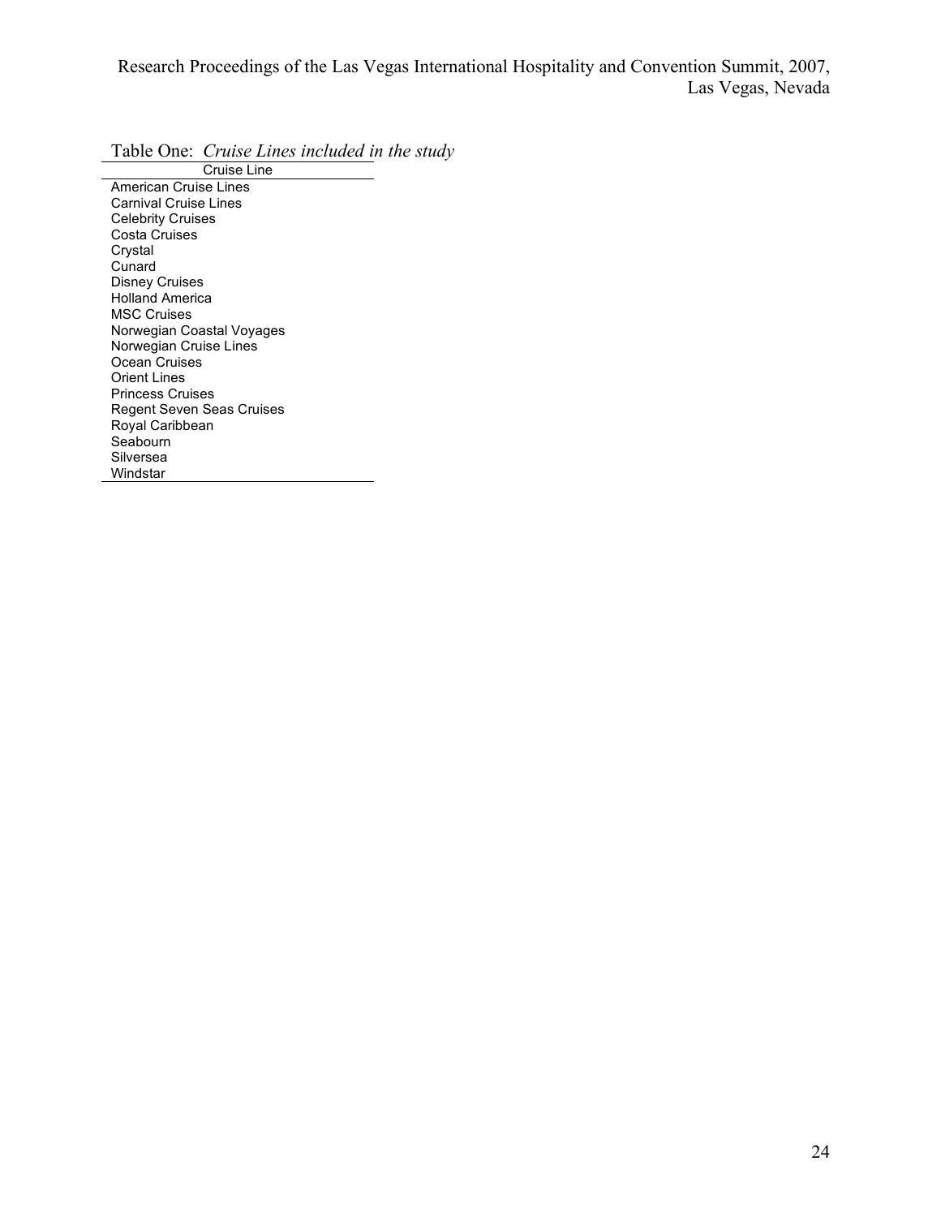Table One: *Cruise Lines included in the study*

| Cruise Line |
| --- |
| American Cruise Lines |
| Carnival Cruise Lines |
| Celebrity Cruises |
| Costa Cruises |
| Crystal |
| Cunard |
| Disney Cruises |
| Holland America |
| MSC Cruises |
| Norwegian Coastal Voyages |
| Norwegian Cruise Lines |
| Ocean Cruises |
| Orient Lines |
| Princess Cruises |
| Regent Seven Seas Cruises |
| Royal Caribbean |
| Seabourn |
| Silversea |
| Windstar |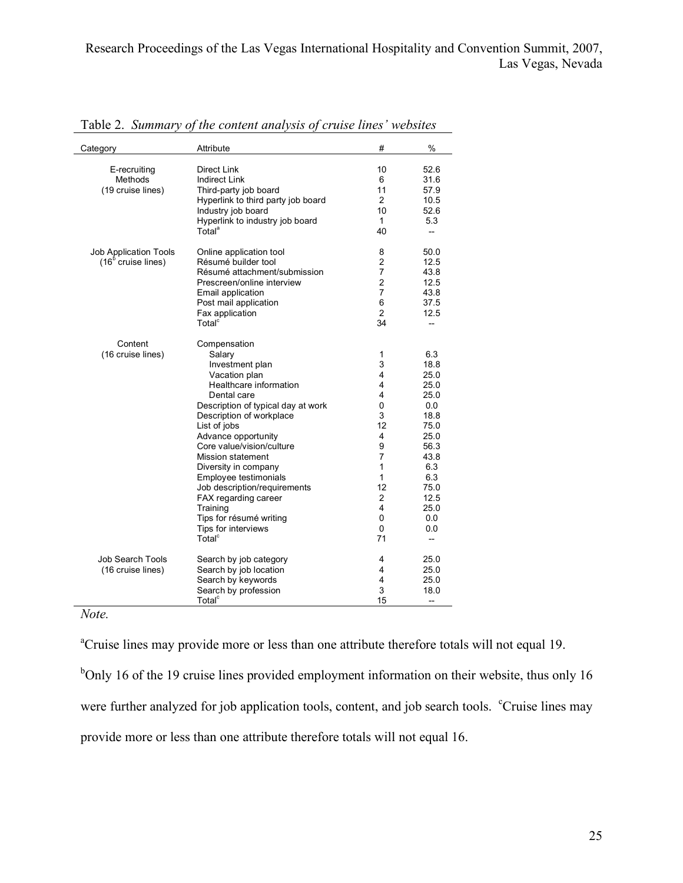Table 2. *Summary of the content analysis of cruise lines' websites*

| Category | Attribute | # | % |
|---|---|---|---|
| E-recruiting Methods (19 cruise lines) | Direct Link | 10 | 52.6 |
| | Indirect Link | 6 | 31.6 |
| | Third-party job board | 11 | 57.9 |
| | Hyperlink to third party job board | 2 | 10.5 |
| | Industry job board | 10 | 52.6 |
| | Hyperlink to industry job board | 1 | 5.3 |
| | Total[a] | 40 | -- |
| Job Application Tools (16[b] cruise lines) | Online application tool | 8 | 50.0 |
| | Résumé builder tool | 2 | 12.5 |
| | Résumé attachment/submission | 7 | 43.8 |
| | Prescreen/online interview | 2 | 12.5 |
| | Email application | 7 | 43.8 |
| | Post mail application | 6 | 37.5 |
| | Fax application | 2 | 12.5 |
| | Total[c] | 34 | -- |
| Content (16 cruise lines) | Compensation | | |
| | Salary | 1 | 6.3 |
| | Investment plan | 3 | 18.8 |
| | Vacation plan | 4 | 25.0 |
| | Healthcare information | 4 | 25.0 |
| | Dental care | 4 | 25.0 |
| | Description of typical day at work | 0 | 0.0 |
| | Description of workplace | 3 | 18.8 |
| | List of jobs | 12 | 75.0 |
| | Advance opportunity | 4 | 25.0 |
| | Core value/vision/culture | 9 | 56.3 |
| | Mission statement | 7 | 43.8 |
| | Diversity in company | 1 | 6.3 |
| | Employee testimonials | 1 | 6.3 |
| | Job description/requirements | 12 | 75.0 |
| | FAX regarding career | 2 | 12.5 |
| | Training | 4 | 25.0 |
| | Tips for résumé writing | 0 | 0.0 |
| | Tips for interviews | 0 | 0.0 |
| | Total[c] | 71 | -- |
| Job Search Tools (16 cruise lines) | Search by job category | 4 | 25.0 |
| | Search by job location | 4 | 25.0 |
| | Search by keywords | 4 | 25.0 |
| | Search by profession | 3 | 18.0 |
| | Total[c] | 15 | -- |

*Note.*

[a]Cruise lines may provide more or less than one attribute therefore totals will not equal 19.

[b]Only 16 of the 19 cruise lines provided employment information on their website, thus only 16 were further analyzed for job application tools, content, and job search tools. [c]Cruise lines may provide more or less than one attribute therefore totals will not equal 16.